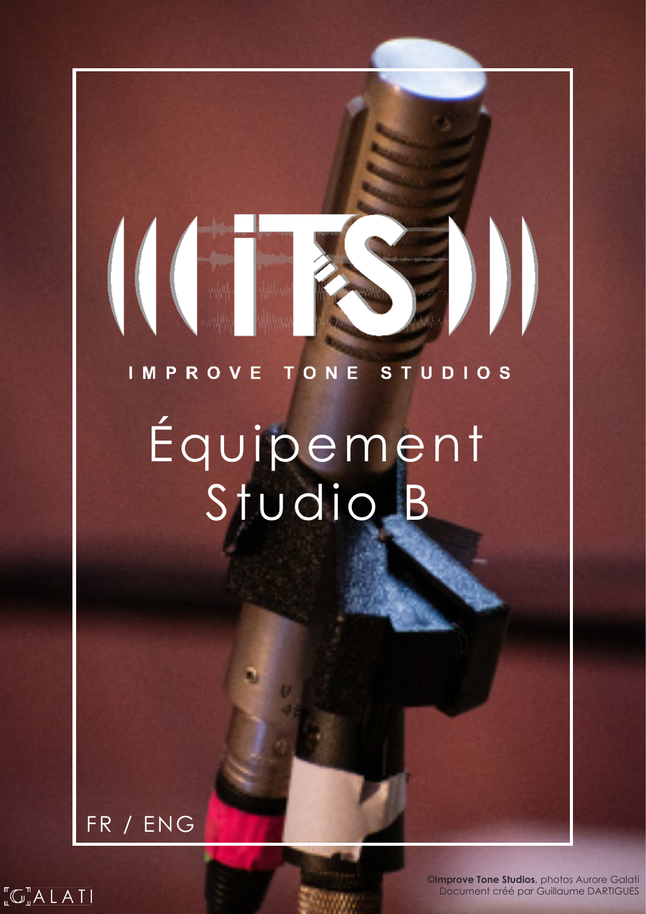IMPROVE TONE STUDIOS

# Équipement Studio B

FR / ENG

**©Improve Tone Studios**, photos Aurore Galati
Document créé par Guillaume DARTIGUES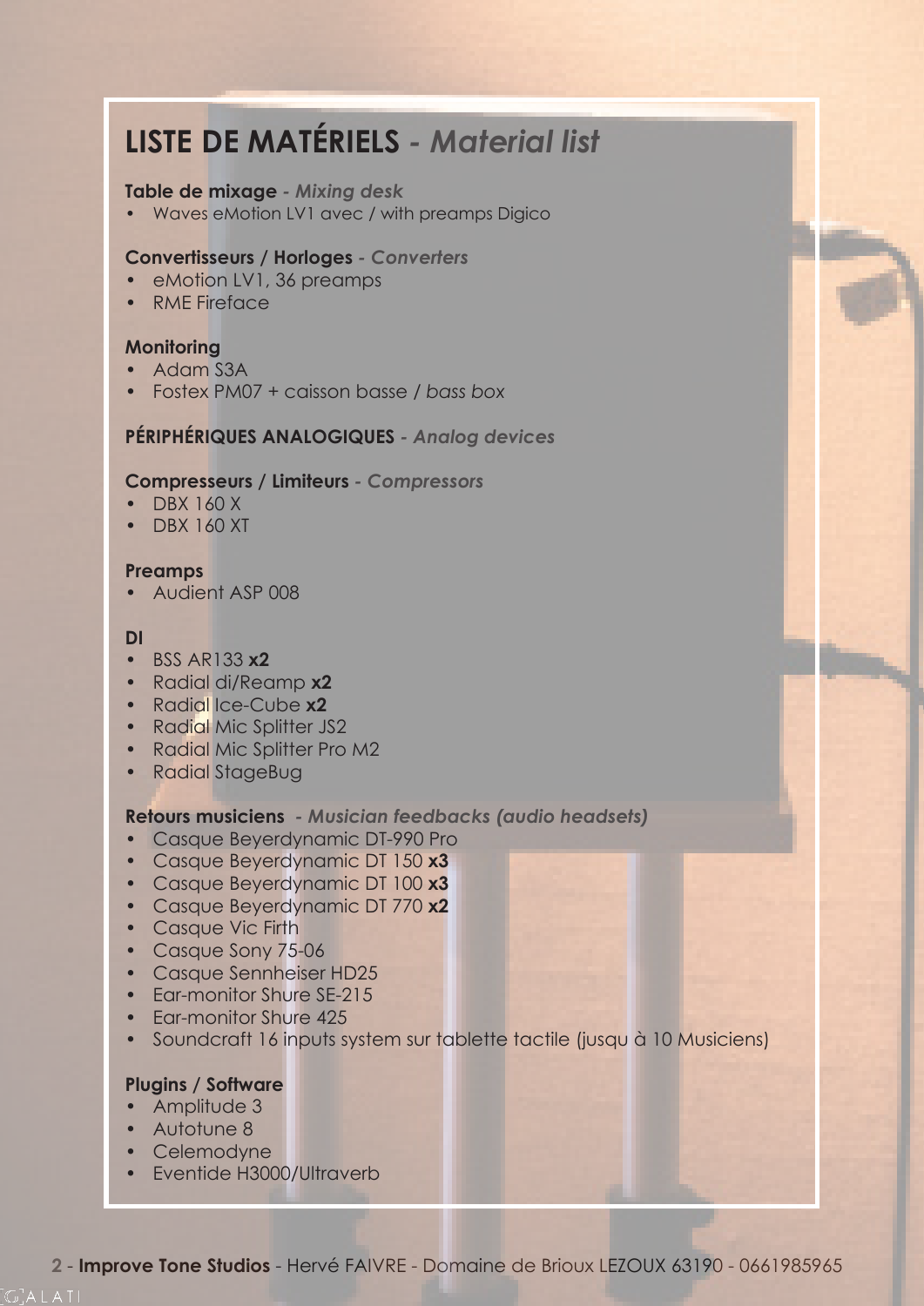# LISTE DE MATÉRIELS - *Material list*

**Table de mixage** - ***Mixing desk***

- Waves eMotion LV1 avec / with preamps Digico

**Convertisseurs / Horloges** - ***Converters***

- eMotion LV1, 36 preamps
- RME Fireface

**Monitoring**

- Adam S3A
- Fostex PM07 + caisson basse / *bass box*

## PÉRIPHÉRIQUES ANALOGIQUES - *Analog devices*

**Compresseurs / Limiteurs** - ***Compressors***

- DBX 160 X
- DBX 160 XT

**Preamps**

- Audient ASP 008

**DI**

- BSS AR133 **x2**
- Radial di/Reamp **x2**
- Radial Ice-Cube **x2**
- Radial Mic Splitter JS2
- Radial Mic Splitter Pro M2
- Radial StageBug

**Retours musiciens** - ***Musician feedbacks (audio headsets)***

- Casque Beyerdynamic DT-990 Pro
- Casque Beyerdynamic DT 150 **x3**
- Casque Beyerdynamic DT 100 **x3**
- Casque Beyerdynamic DT 770 **x2**
- Casque Vic Firth
- Casque Sony 75-06
- Casque Sennheiser HD25
- Ear-monitor Shure SE-215
- Ear-monitor Shure 425
- Soundcraft 16 inputs system sur tablette tactile (jusqu à 10 Musiciens)

**Plugins / Software**

- Amplitude 3
- Autotune 8
- Celemodyne
- Eventide H3000/Ultraverb

**Improve Tone Studios** - Hervé FAIVRE - Domaine de Brioux LEZOUX 63190 - 0661985965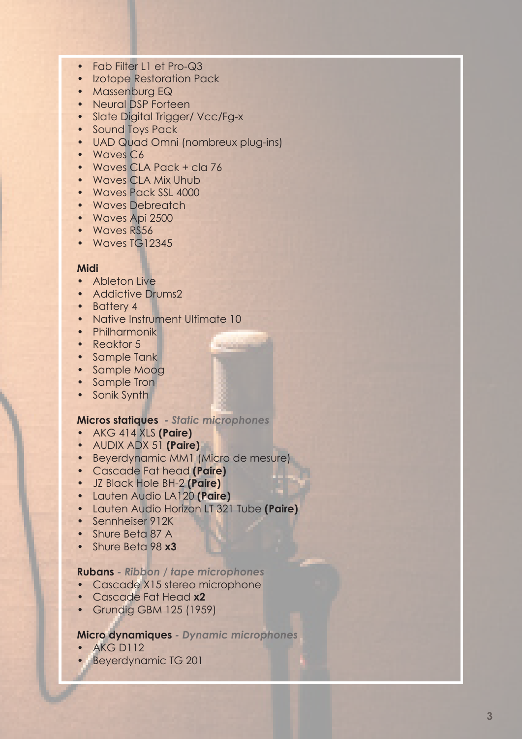- Fab Filter L1 et Pro-Q3
- Izotope Restoration Pack
- Massenburg EQ
- Neural DSP Forteen
- Slate Digital Trigger/ Vcc/Fg-x
- Sound Toys Pack
- UAD Quad Omni (nombreux plug-ins)
- Waves C6
- Waves CLA Pack + cla 76
- Waves CLA Mix Uhub
- Waves Pack SSL 4000
- Waves Debreatch
- Waves Api 2500
- Waves RS56
- Waves TG12345

**Midi**

- Ableton Live
- Addictive Drums2
- Battery 4
- Native Instrument Ultimate 10
- Philharmonik
- Reaktor 5
- Sample Tank
- Sample Moog
- Sample Tron
- Sonik Synth

**Micros statiques** *- Static microphones*

- AKG 414 XLS **(Paire)**
- AUDIX ADX 51 **(Paire)**
- Beyerdynamic MM1 (Micro de mesure)
- Cascade Fat head **(Paire)**
- JZ Black Hole BH-2 **(Paire)**
- Lauten Audio LA120 **(Paire)**
- Lauten Audio Horizon LT 321 Tube **(Paire)**
- Sennheiser 912K
- Shure Beta 87 A
- Shure Beta 98 **x3**

**Rubans** *- Ribbon / tape microphones*

- Cascade X15 stereo microphone
- Cascade Fat Head **x2**
- Grundig GBM 125 (1959)

**Micro dynamiques** *- Dynamic microphones*

- AKG D112
- Beyerdynamic TG 201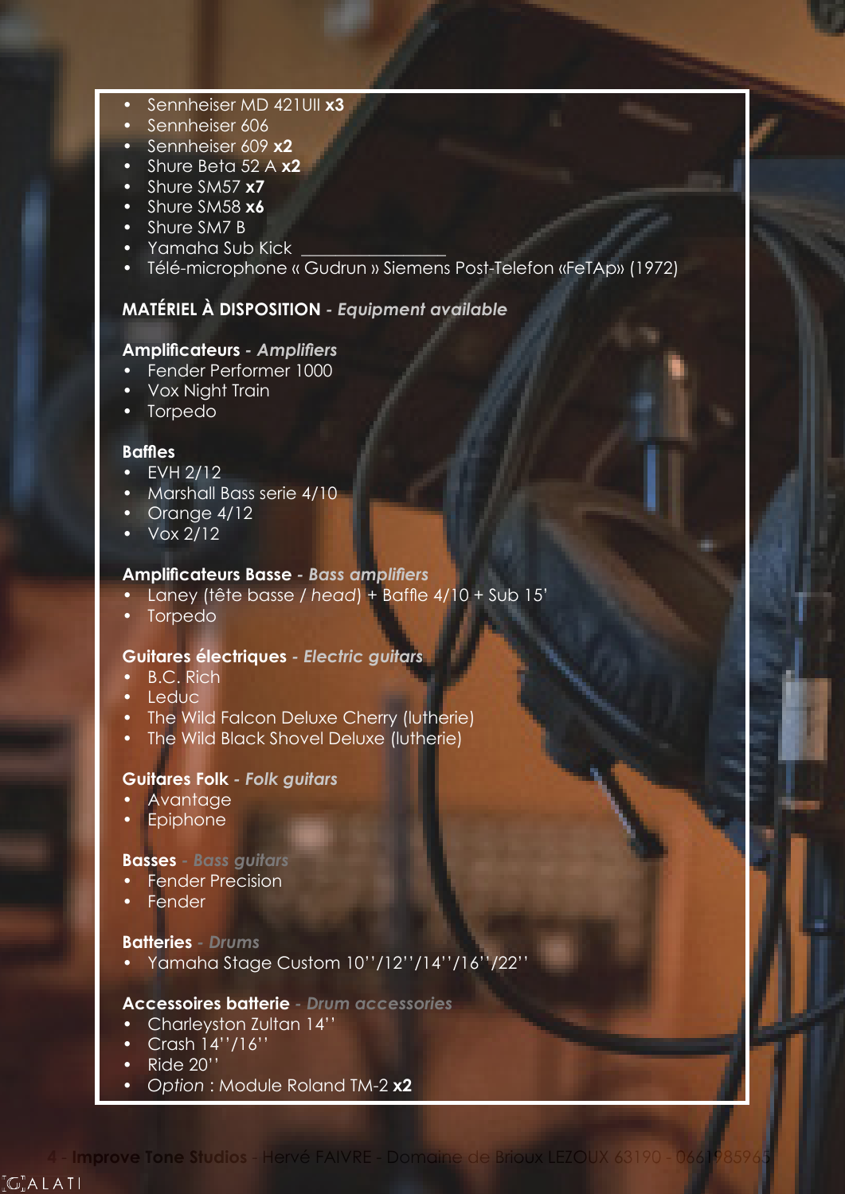- Sennheiser MD 421UII **x3**
- Sennheiser 606
- Sennheiser 609 **x2**
- Shure Beta 52 A **x2**
- Shure SM57 **x7**
- Shure SM58 **x6**
- Shure SM7 B
- Yamaha Sub Kick
- Télé-microphone « Gudrun » Siemens Post-Telefon «FeTAp» (1972)

## MATÉRIEL À DISPOSITION - *Equipment available*

### Amplificateurs - *Amplifiers*

- Fender Performer 1000
- Vox Night Train
- Torpedo

### Baffles

- EVH 2/12
- Marshall Bass serie 4/10
- Orange 4/12
- Vox 2/12

### Amplificateurs Basse - *Bass amplifiers*

- Laney (tête basse / *head*) + Baffle 4/10 + Sub 15'
- Torpedo

### Guitares électriques - *Electric guitars*

- B.C. Rich
- Leduc
- The Wild Falcon Deluxe Cherry (lutherie)
- The Wild Black Shovel Deluxe (lutherie)

### Guitares Folk - *Folk guitars*

- Avantage
- Epiphone

### Basses - *Bass guitars*

- Fender Precision
- Fender

### Batteries - *Drums*

- Yamaha Stage Custom 10''/12''/14''/16''/22''

### Accessoires batterie - *Drum accessories*

- Charleyston Zultan 14''
- Crash 14''/16''
- Ride 20''
- *Option* : Module Roland TM-2 **x2**

Improve Tone Studios - Hervé FAIVRE - Domaine de Brioux LEZOUX 63190 - 0661985965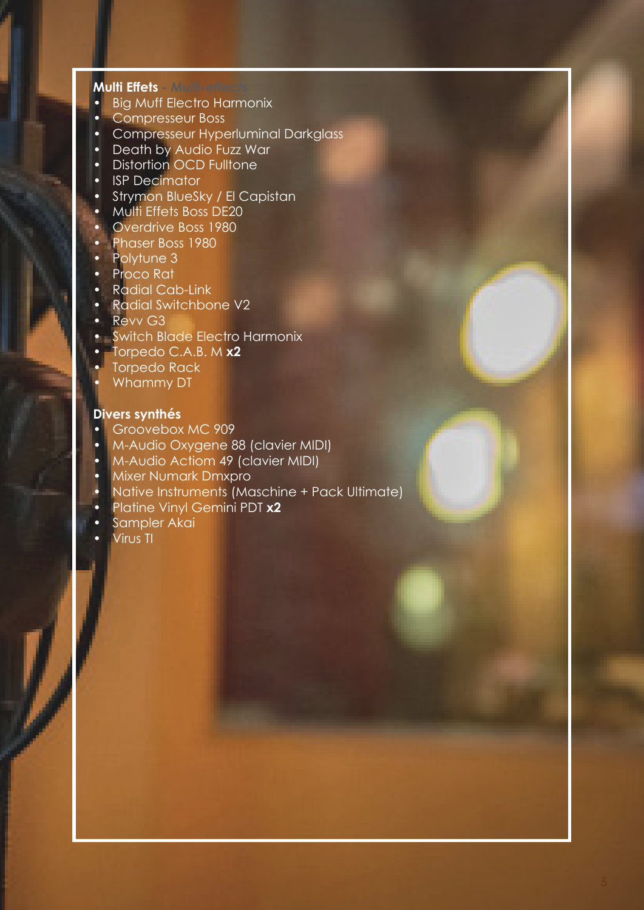**Multi Effets** - *Multi-effects*

- Big Muff Electro Harmonix
- Compresseur Boss
- Compresseur Hyperluminal Darkglass
- Death by Audio Fuzz War
- Distortion OCD Fulltone
- ISP Decimator
- Strymon BlueSky / El Capistan
- Multi Effets Boss DE20
- Overdrive Boss 1980
- Phaser Boss 1980
- Polytune 3
- Proco Rat
- Radial Cab-Link
- Radial Switchbone V2
- Revv G3
- Switch Blade Electro Harmonix
- Torpedo C.A.B. M **x2**
- Torpedo Rack
- Whammy DT

**Divers synthés**

- Groovebox MC 909
- M-Audio Oxygene 88 (clavier MIDI)
- M-Audio Actiom 49 (clavier MIDI)
- Mixer Numark Dmxpro
- Native Instruments (Maschine + Pack Ultimate)
- Platine Vinyl Gemini PDT **x2**
- Sampler Akai
- Virus TI